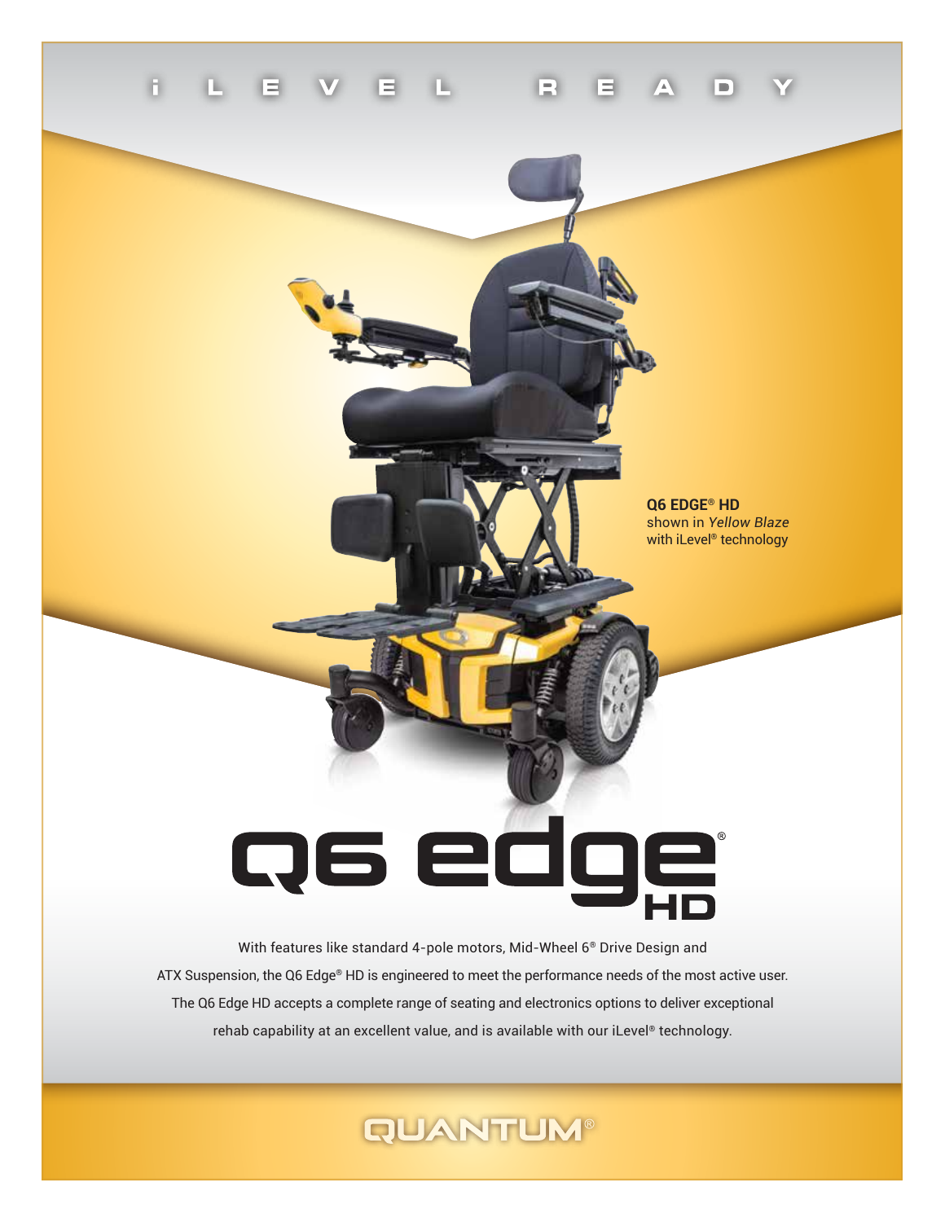iLEVEL READY

**Q6 EDGE® HD**
shown in *Yellow Blaze*
with iLevel® technology

# Q6 edge® HD

With features like standard 4-pole motors, Mid-Wheel 6® Drive Design and ATX Suspension, the Q6 Edge® HD is engineered to meet the performance needs of the most active user. The Q6 Edge HD accepts a complete range of seating and electronics options to deliver exceptional rehab capability at an excellent value, and is available with our iLevel® technology.

QUANTUM®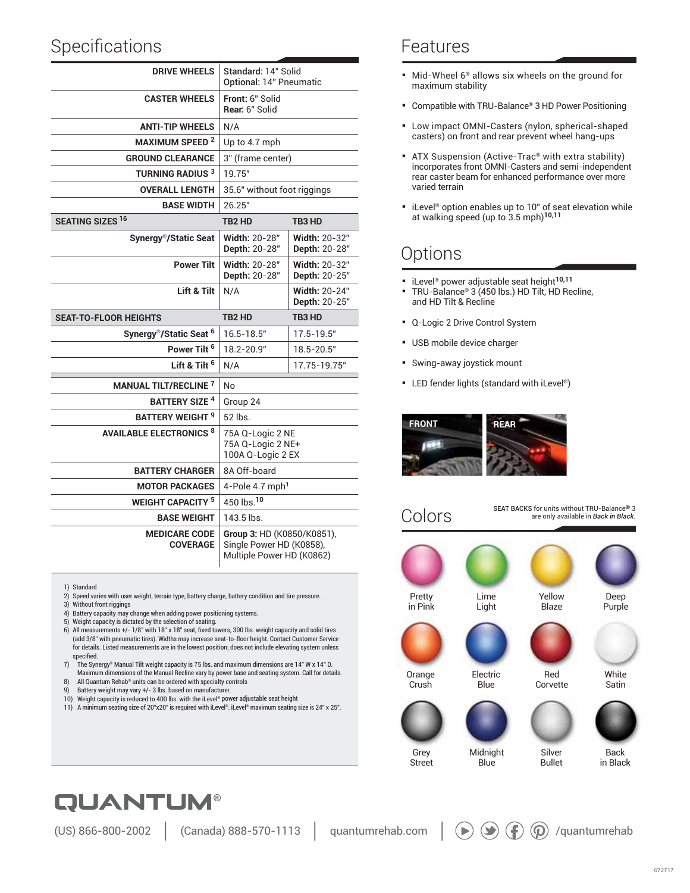## Specifications

| | | |
|---|---|---|
| **DRIVE WHEELS** | **Standard:** 14" Solid<br>**Optional:** 14" Pneumatic | |
| **CASTER WHEELS** | **Front:** 6" Solid<br>**Rear:** 6" Solid | |
| **ANTI-TIP WHEELS** | N/A | |
| **MAXIMUM SPEED** [2] | Up to 4.7 mph | |
| **GROUND CLEARANCE** | 3" (frame center) | |
| **TURNING RADIUS** [3] | 19.75" | |
| **OVERALL LENGTH** | 35.6" without foot riggings | |
| **BASE WIDTH** | 26.25" | |
| **SEATING SIZES** [16] | **TB2 HD** | **TB3 HD** |
| **Synergy®/Static Seat** | **Width:** 20-28"<br>**Depth:** 20-28" | **Width:** 20-32"<br>**Depth:** 20-28" |
| **Power Tilt** | **Width:** 20-28"<br>**Depth:** 20-28" | **Width:** 20-32"<br>**Depth:** 20-25" |
| **Lift & Tilt** | N/A | **Width:** 20-24"<br>**Depth:** 20-25" |
| **SEAT-TO-FLOOR HEIGHTS** | **TB2 HD** | **TB3 HD** |
| **Synergy®/Static Seat** [6] | 16.5-18.5" | 17.5-19.5" |
| **Power Tilt** [6] | 18.2-20.9" | 18.5-20.5" |
| **Lift & Tilt** [6] | N/A | 17.75-19.75" |
| **MANUAL TILT/RECLINE** [7] | No | |
| **BATTERY SIZE** [4] | Group 24 | |
| **BATTERY WEIGHT** [9] | 52 lbs. | |
| **AVAILABLE ELECTRONICS** [8] | 75A Q-Logic 2 NE<br>75A Q-Logic 2 NE+<br>100A Q-Logic 2 EX | |
| **BATTERY CHARGER** | 8A Off-board | |
| **MOTOR PACKAGES** | 4-Pole 4.7 mph[1] | |
| **WEIGHT CAPACITY** [5] | 450 lbs.[10] | |
| **BASE WEIGHT** | 143.5 lbs. | |
| **MEDICARE CODE COVERAGE** | **Group 3:** HD (K0850/K0851),<br>Single Power HD (K0858),<br>Multiple Power HD (K0862) | |

1) Standard
2) Speed varies with user weight, terrain type, battery charge, battery condition and tire pressure.
3) Without front riggings
4) Battery capacity may change when adding power positioning systems.
5) Weight capacity is dictated by the selection of seating.
6) All measurements +/- 1/8" with 18" x 18" seat, fixed towers, 300 lbs. weight capacity and solid tires (add 3/8" with pneumatic tires). Widths may increase seat-to-floor height. Contact Customer Service for details. Listed measurements are in the lowest position; does not include elevating system unless specified.
7) The Synergy® Manual Tilt weight capacity is 75 lbs. and maximum dimensions are 14" W x 14" D. Maximum dimensions of the Manual Recline vary by power base and seating system. Call for details.
8) All Quantum Rehab® units can be ordered with specialty controls
9) Battery weight may vary +/- 3 lbs. based on manufacturer.
10) Weight capacity is reduced to 400 lbs. with the iLevel® power adjustable seat height
11) A minimum seating size of 20"x20" is required with iLevel®. iLevel® maximum seating size is 24" x 25".

## Features

- Mid-Wheel 6® allows six wheels on the ground for maximum stability
- Compatible with TRU-Balance® 3 HD Power Positioning
- Low impact OMNI-Casters (nylon, spherical-shaped casters) on front and rear prevent wheel hang-ups
- ATX Suspension (Active-Trac® with extra stability) incorporates front OMNI-Casters and semi-independent rear caster beam for enhanced performance over more varied terrain
- iLevel® option enables up to 10" of seat elevation while at walking speed (up to 3.5 mph)[10,11]

## Options

- iLevel® power adjustable seat height[10,11]
- TRU-Balance® 3 (450 lbs.) HD Tilt, HD Recline, and HD Tilt & Recline
- Q-Logic 2 Drive Control System
- USB mobile device charger
- Swing-away joystick mount
- LED fender lights (standard with iLevel®)

FRONT

REAR

## Colors

**SEAT BACKS** for units without TRU-Balance® 3 are only available in ***Back in Black***.

Pretty in Pink
Lime Light
Yellow Blaze
Deep Purple
Orange Crush
Electric Blue
Red Corvette
White Satin
Grey Street
Midnight Blue
Silver Bullet
Back in Black

**QUANTUM®**

(US) 866-800-2002 | (Canada) 888-570-1113 | quantumrehab.com | /quantumrehab

072717